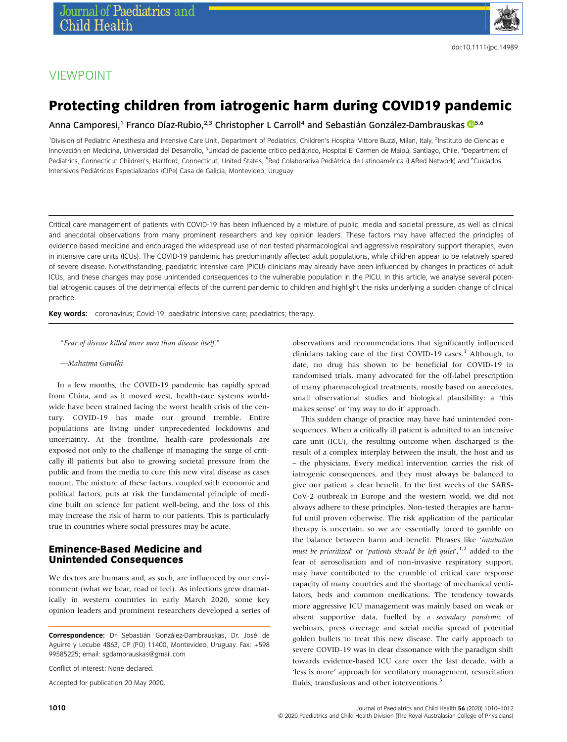VIEWPOINT

# Protecting children from iatrogenic harm during COVID19 pandemic

Anna Camporesi,[1] Franco Díaz-Rubio,[2,3] Christopher L Carroll[4] and Sebastián González-Dambrauskas[5,6]

[1]Division of Pediatric Anesthesia and Intensive Care Unit, Department of Pediatrics, Children's Hospital Vittore Buzzi, Milan, Italy, [2]Instituto de Ciencias e Innovación en Medicina, Universidad del Desarrollo, [3]Unidad de paciente crítico pediátrico, Hospital El Carmen de Maipú, Santiago, Chile, [4]Department of Pediatrics, Connecticut Children's, Hartford, Connecticut, United States, [5]Red Colaborativa Pediátrica de Latinoamérica (LARed Network) and [6]Cuidados Intensivos Pediátricos Especializados (CIPe) Casa de Galicia, Montevideo, Uruguay

Critical care management of patients with COVID-19 has been influenced by a mixture of public, media and societal pressure, as well as clinical and anecdotal observations from many prominent researchers and key opinion leaders. These factors may have affected the principles of evidence-based medicine and encouraged the widespread use of non-tested pharmacological and aggressive respiratory support therapies, even in intensive care units (ICUs). The COVID-19 pandemic has predominantly affected adult populations, while children appear to be relatively spared of severe disease. Notwithstanding, paediatric intensive care (PICU) clinicians may already have been influenced by changes in practices of adult ICUs, and these changes may pose unintended consequences to the vulnerable population in the PICU. In this article, we analyse several potential iatrogenic causes of the detrimental effects of the current pandemic to children and highlight the risks underlying a sudden change of clinical practice.

**Key words:** coronavirus; Covid-19; paediatric intensive care; paediatrics; therapy.

> *"Fear of disease killed more men than disease itself."*
>
> *—Mahatma Gandhi*

In a few months, the COVID-19 pandemic has rapidly spread from China, and as it moved west, health-care systems worldwide have been strained facing the worst health crisis of the century. COVID-19 has made our ground tremble. Entire populations are living under unprecedented lockdowns and uncertainty. At the frontline, health-care professionals are exposed not only to the challenge of managing the surge of critically ill patients but also to growing societal pressure from the public and from the media to cure this new viral disease as cases mount. The mixture of these factors, coupled with economic and political factors, puts at risk the fundamental principle of medicine built on science for patient well-being, and the loss of this may increase the risk of harm to our patients. This is particularly true in countries where social pressures may be acute.

## Eminence-Based Medicine and Unintended Consequences

We doctors are humans and, as such, are influenced by our environment (what we hear, read or feel). As infections grew dramatically in western countries in early March 2020, some key opinion leaders and prominent researchers developed a series of observations and recommendations that significantly influenced clinicians taking care of the first COVID-19 cases.[1] Although, to date, no drug has shown to be beneficial for COVID-19 in randomised trials, many advocated for the off-label prescription of many pharmacological treatments, mostly based on anecdotes, small observational studies and biological plausibility: a 'this makes sense' or 'my way to do it' approach.

This sudden change of practice may have had unintended consequences. When a critically ill patient is admitted to an intensive care unit (ICU), the resulting outcome when discharged is the result of a complex interplay between the insult, the host and us – the physicians. Every medical intervention carries the risk of iatrogenic consequences, and they must always be balanced to give our patient a clear benefit. In the first weeks of the SARS-CoV-2 outbreak in Europe and the western world, we did not always adhere to these principles. Non-tested therapies are harmful until proven otherwise. The risk application of the particular therapy is uncertain, so we are essentially forced to gamble on the balance between harm and benefit. Phrases like *'intubation must be prioritized'* or *'patients should be left quiet'*,[1,2] added to the fear of aerosolisation and of non-invasive respiratory support, may have contributed to the crumble of critical care response capacity of many countries and the shortage of mechanical ventilators, beds and common medications. The tendency towards more aggressive ICU management was mainly based on weak or absent supportive data, fuelled by *a secondary pandemic* of webinars, press coverage and social media spread of potential golden bullets to treat this new disease. The early approach to severe COVID-19 was in clear dissonance with the paradigm shift towards evidence-based ICU care over the last decade, with a 'less is more' approach for ventilatory management, resuscitation fluids, transfusions and other interventions.[3]

**Correspondence:** Dr Sebastián González-Dambrauskas, Dr. José de Aguirre y Lecube 4863, CP (PO) 11400, Montevideo, Uruguay. Fax: +598 99585225; email: sgdambrauskas@gmail.com

Conflict of interest: None declared.

Accepted for publication 20 May 2020.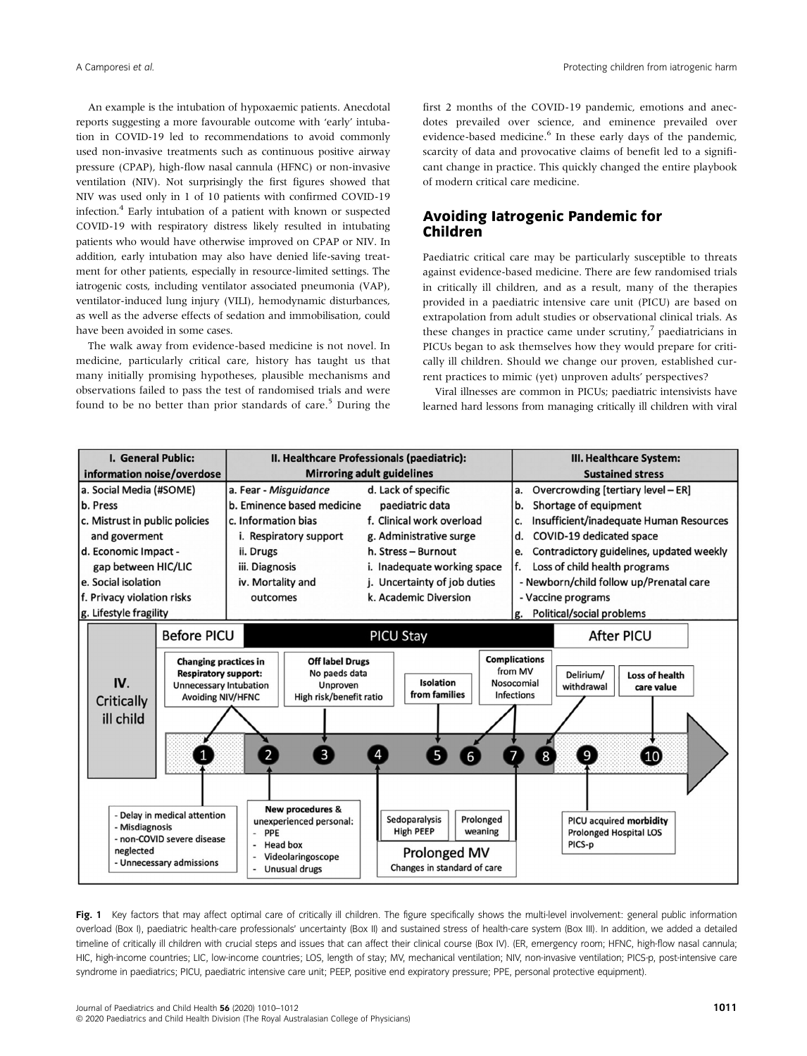An example is the intubation of hypoxaemic patients. Anecdotal reports suggesting a more favourable outcome with 'early' intubation in COVID-19 led to recommendations to avoid commonly used non-invasive treatments such as continuous positive airway pressure (CPAP), high-flow nasal cannula (HFNC) or non-invasive ventilation (NIV). Not surprisingly the first figures showed that NIV was used only in 1 of 10 patients with confirmed COVID-19 infection.[4] Early intubation of a patient with known or suspected COVID-19 with respiratory distress likely resulted in intubating patients who would have otherwise improved on CPAP or NIV. In addition, early intubation may also have denied life-saving treatment for other patients, especially in resource-limited settings. The iatrogenic costs, including ventilator associated pneumonia (VAP), ventilator-induced lung injury (VILI), hemodynamic disturbances, as well as the adverse effects of sedation and immobilisation, could have been avoided in some cases.

The walk away from evidence-based medicine is not novel. In medicine, particularly critical care, history has taught us that many initially promising hypotheses, plausible mechanisms and observations failed to pass the test of randomised trials and were found to be no better than prior standards of care.[5] During the first 2 months of the COVID-19 pandemic, emotions and anecdotes prevailed over science, and eminence prevailed over evidence-based medicine.[6] In these early days of the pandemic, scarcity of data and provocative claims of benefit led to a significant change in practice. This quickly changed the entire playbook of modern critical care medicine.

## Avoiding Iatrogenic Pandemic for Children

Paediatric critical care may be particularly susceptible to threats against evidence-based medicine. There are few randomised trials in critically ill children, and as a result, many of the therapies provided in a paediatric intensive care unit (PICU) are based on extrapolation from adult studies or observational clinical trials. As these changes in practice came under scrutiny,[7] paediatricians in PICUs began to ask themselves how they would prepare for critically ill children. Should we change our proven, established current practices to mimic (yet) unproven adults' perspectives?

Viral illnesses are common in PICUs; paediatric intensivists have learned hard lessons from managing critically ill children with viral

| I. General Public: information noise/overdose | II. Healthcare Professionals (paediatric): Mirroring adult guidelines | | III. Healthcare System: Sustained stress |
|---|---|---|---|
| a. Social Media (#SOME) | a. Fear - *Misguidance* | d. Lack of specific paediatric data | a. Overcrowding [tertiary level – ER] |
| b. Press | b. Eminence based medicine | f. Clinical work overload | b. Shortage of equipment |
| c. Mistrust in public policies and goverment | c. Information bias | g. Administrative surge | c. Insufficient/inadequate Human Resources |
| d. Economic Impact - gap between HIC/LIC | i. Respiratory support | h. Stress – Burnout | d. COVID-19 dedicated space |
| e. Social isolation | ii. Drugs | i. Inadequate working space | e. Contradictory guidelines, updated weekly |
| f. Privacy violation risks | iii. Diagnosis | j. Uncertainty of job duties | f. Loss of child health programs - Newborn/child follow up/Prenatal care - Vaccine programs |
| g. Lifestyle fragility | iv. Mortality and outcomes | k. Academic Diversion | g. Political/social problems |

IV. Critically ill child — Before PICU / PICU Stay / After PICU

1. Changing practices in Respiratory support: Unnecessary Intubation, Avoiding NIV/HFNC; - Delay in medical attention - Misdiagnosis - non-COVID severe disease neglected - Unnecessary admissions
2. New procedures & unexperienced personal: - PPE - Head box - Videolaringoscope - Unusual drugs
3. Off label Drugs: No paeds data, Unproven, High risk/benefit ratio
4. Prolonged MV — Changes in standard of care: Sedoparalysis, High PEEP
5. Isolation from families
6. Complications from MV, Nosocomial Infections
7. Prolonged weaning
8. Delirium/withdrawal
9. PICU acquired morbidity, Prolonged Hospital LOS, PICS-p
10. Loss of health care value

**Fig. 1** Key factors that may affect optimal care of critically ill children. The figure specifically shows the multi-level involvement: general public information overload (Box I), paediatric health-care professionals' uncertainty (Box II) and sustained stress of health-care system (Box III). In addition, we added a detailed timeline of critically ill children with crucial steps and issues that can affect their clinical course (Box IV). (ER, emergency room; HFNC, high-flow nasal cannula; HIC, high-income countries; LIC, low-income countries; LOS, length of stay; MV, mechanical ventilation; NIV, non-invasive ventilation; PICS-p, post-intensive care syndrome in paediatrics; PICU, paediatric intensive care unit; PEEP, positive end expiratory pressure; PPE, personal protective equipment).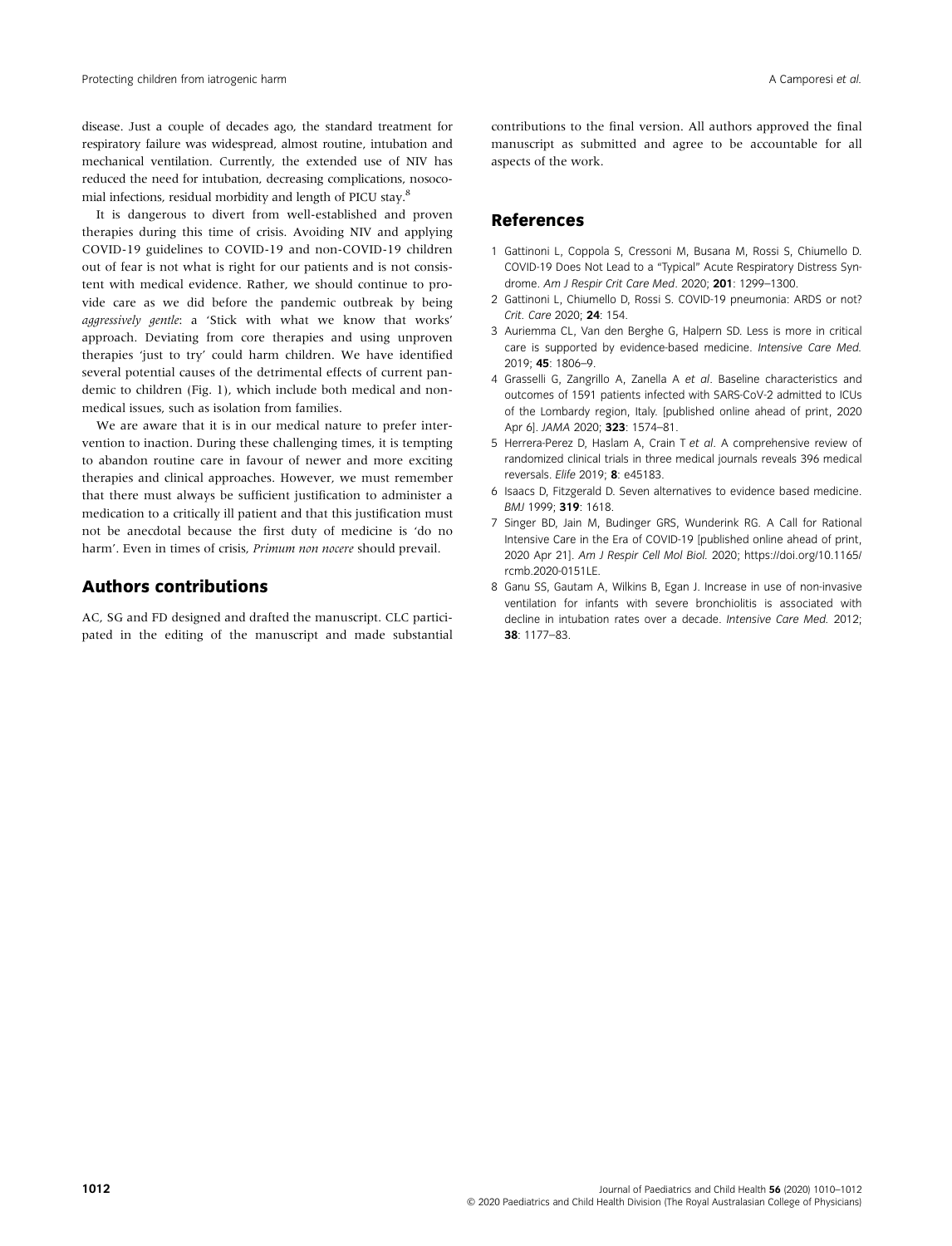disease. Just a couple of decades ago, the standard treatment for respiratory failure was widespread, almost routine, intubation and mechanical ventilation. Currently, the extended use of NIV has reduced the need for intubation, decreasing complications, nosocomial infections, residual morbidity and length of PICU stay.[8]

It is dangerous to divert from well-established and proven therapies during this time of crisis. Avoiding NIV and applying COVID-19 guidelines to COVID-19 and non-COVID-19 children out of fear is not what is right for our patients and is not consistent with medical evidence. Rather, we should continue to provide care as we did before the pandemic outbreak by being *aggressively gentle*: a 'Stick with what we know that works' approach. Deviating from core therapies and using unproven therapies 'just to try' could harm children. We have identified several potential causes of the detrimental effects of current pandemic to children (Fig. 1), which include both medical and non-medical issues, such as isolation from families.

We are aware that it is in our medical nature to prefer intervention to inaction. During these challenging times, it is tempting to abandon routine care in favour of newer and more exciting therapies and clinical approaches. However, we must remember that there must always be sufficient justification to administer a medication to a critically ill patient and that this justification must not be anecdotal because the first duty of medicine is 'do no harm'. Even in times of crisis, *Primum non nocere* should prevail.

## Authors contributions

AC, SG and FD designed and drafted the manuscript. CLC participated in the editing of the manuscript and made substantial contributions to the final version. All authors approved the final manuscript as submitted and agree to be accountable for all aspects of the work.

## References

1. Gattinoni L, Coppola S, Cressoni M, Busana M, Rossi S, Chiumello D. COVID-19 Does Not Lead to a "Typical" Acute Respiratory Distress Syndrome. *Am J Respir Crit Care Med*. 2020; **201**: 1299–1300.
2. Gattinoni L, Chiumello D, Rossi S. COVID-19 pneumonia: ARDS or not? *Crit. Care* 2020; **24**: 154.
3. Auriemma CL, Van den Berghe G, Halpern SD. Less is more in critical care is supported by evidence-based medicine. *Intensive Care Med.* 2019; **45**: 1806–9.
4. Grasselli G, Zangrillo A, Zanella A *et al*. Baseline characteristics and outcomes of 1591 patients infected with SARS-CoV-2 admitted to ICUs of the Lombardy region, Italy. [published online ahead of print, 2020 Apr 6]. *JAMA* 2020; **323**: 1574–81.
5. Herrera-Perez D, Haslam A, Crain T *et al*. A comprehensive review of randomized clinical trials in three medical journals reveals 396 medical reversals. *Elife* 2019; **8**: e45183.
6. Isaacs D, Fitzgerald D. Seven alternatives to evidence based medicine. *BMJ* 1999; **319**: 1618.
7. Singer BD, Jain M, Budinger GRS, Wunderink RG. A Call for Rational Intensive Care in the Era of COVID-19 [published online ahead of print, 2020 Apr 21]. *Am J Respir Cell Mol Biol.* 2020; https://doi.org/10.1165/rcmb.2020-0151LE.
8. Ganu SS, Gautam A, Wilkins B, Egan J. Increase in use of non-invasive ventilation for infants with severe bronchiolitis is associated with decline in intubation rates over a decade. *Intensive Care Med.* 2012; **38**: 1177–83.